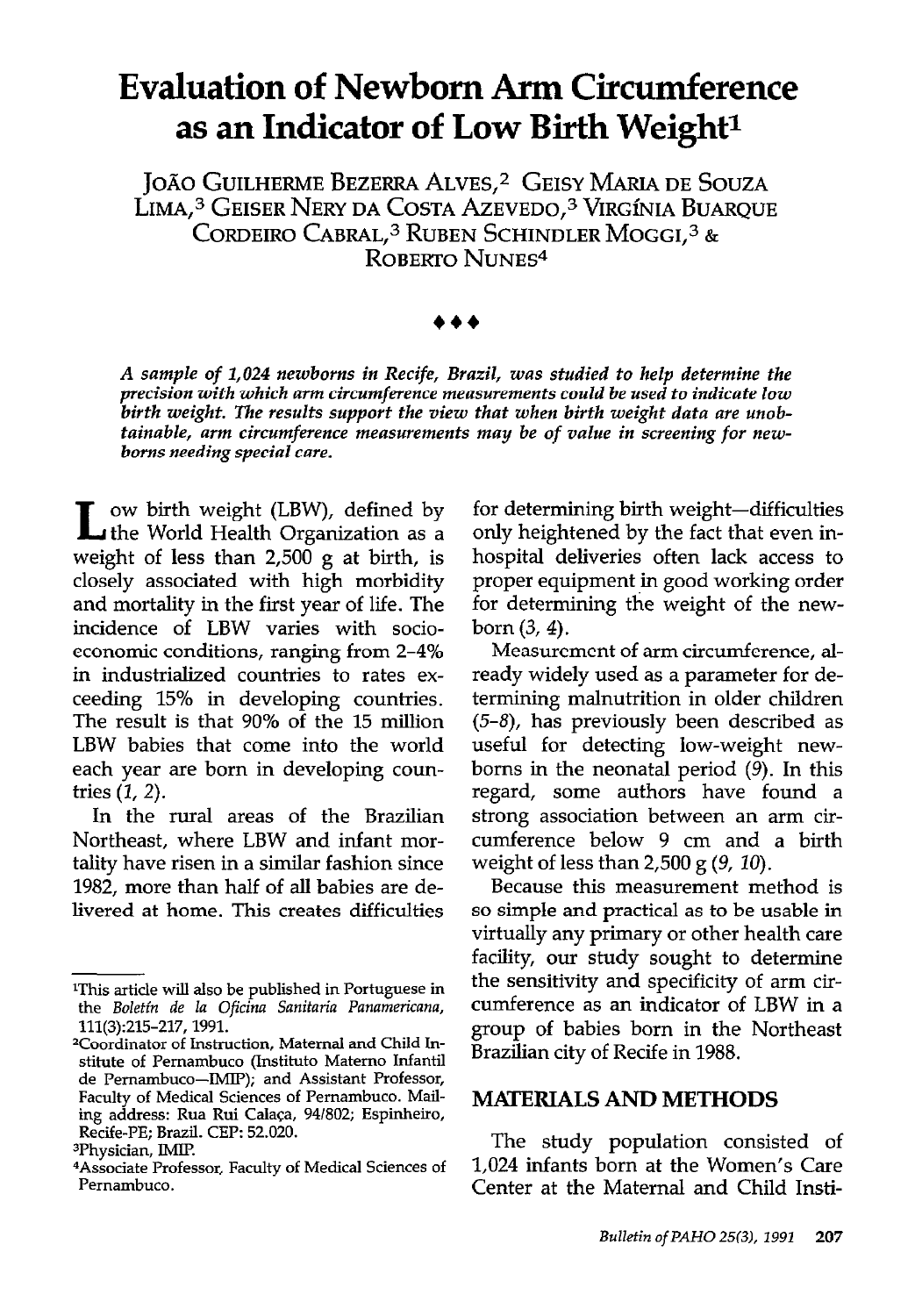# Evaluation of Newborn Arm Circumference as an Indicator of Low Birth Weight[1]

João Guilherme Bezerra Alves,[2] Geisy Maria de Souza Lima,[3] Geiser Nery da Costa Azevedo,[3] Virgínia Buarque Cordeiro Cabral,[3] Ruben Schindler Moggi,[3] & Roberto Nunes[4]

♦♦♦

*A sample of 1,024 newborns in Recife, Brazil, was studied to help determine the precision with which arm circumference measurements could be used to indicate low birth weight. The results support the view that when birth weight data are unobtainable, arm circumference measurements may be of value in screening for newborns needing special care.*

Low birth weight (LBW), defined by the World Health Organization as a weight of less than 2,500 g at birth, is closely associated with high morbidity and mortality in the first year of life. The incidence of LBW varies with socioeconomic conditions, ranging from 2–4% in industrialized countries to rates exceeding 15% in developing countries. The result is that 90% of the 15 million LBW babies that come into the world each year are born in developing countries (*1, 2*).

In the rural areas of the Brazilian Northeast, where LBW and infant mortality have risen in a similar fashion since 1982, more than half of all babies are delivered at home. This creates difficulties for determining birth weight—difficulties only heightened by the fact that even in-hospital deliveries often lack access to proper equipment in good working order for determining the weight of the newborn (*3, 4*).

Measurement of arm circumference, already widely used as a parameter for determining malnutrition in older children (*5–8*), has previously been described as useful for detecting low-weight newborns in the neonatal period (*9*). In this regard, some authors have found a strong association between an arm circumference below 9 cm and a birth weight of less than 2,500 g (*9, 10*).

Because this measurement method is so simple and practical as to be usable in virtually any primary or other health care facility, our study sought to determine the sensitivity and specificity of arm circumference as an indicator of LBW in a group of babies born in the Northeast Brazilian city of Recife in 1988.

## MATERIALS AND METHODS

The study population consisted of 1,024 infants born at the Women's Care Center at the Maternal and Child Insti-

---

[1] This article will also be published in Portuguese in the *Boletín de la Oficina Sanitaria Panamericana*, 111(3):215–217, 1991.

[2] Coordinator of Instruction, Maternal and Child Institute of Pernambuco (Instituto Materno Infantil de Pernambuco—IMIP); and Assistant Professor, Faculty of Medical Sciences of Pernambuco. Mailing address: Rua Rui Calaça, 94/802; Espinheiro, Recife-PE; Brazil. CEP: 52.020.

[3] Physician, IMIP.

[4] Associate Professor, Faculty of Medical Sciences of Pernambuco.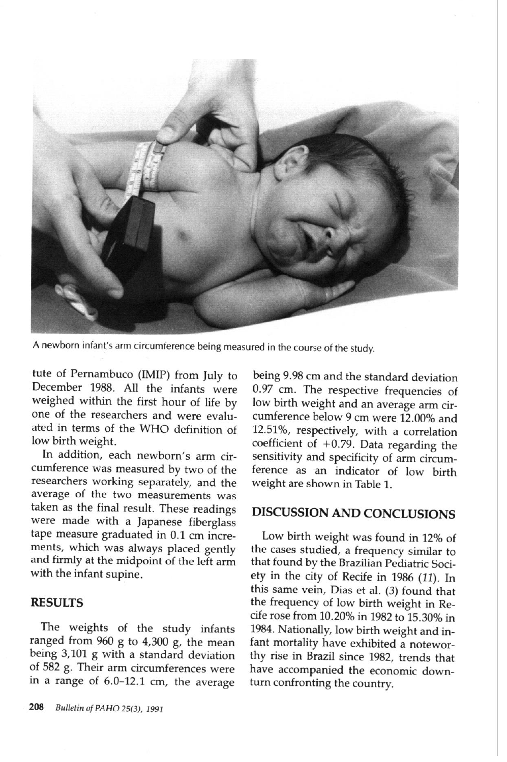A newborn infant's arm circumference being measured in the course of the study.

tute of Pernambuco (IMIP) from July to December 1988. All the infants were weighed within the first hour of life by one of the researchers and were evaluated in terms of the WHO definition of low birth weight.

In addition, each newborn's arm circumference was measured by two of the researchers working separately, and the average of the two measurements was taken as the final result. These readings were made with a Japanese fiberglass tape measure graduated in 0.1 cm increments, which was always placed gently and firmly at the midpoint of the left arm with the infant supine.

## RESULTS

The weights of the study infants ranged from 960 g to 4,300 g, the mean being 3,101 g with a standard deviation of 582 g. Their arm circumferences were in a range of 6.0–12.1 cm, the average being 9.98 cm and the standard deviation 0.97 cm. The respective frequencies of low birth weight and an average arm circumference below 9 cm were 12.00% and 12.51%, respectively, with a correlation coefficient of +0.79. Data regarding the sensitivity and specificity of arm circumference as an indicator of low birth weight are shown in Table 1.

## DISCUSSION AND CONCLUSIONS

Low birth weight was found in 12% of the cases studied, a frequency similar to that found by the Brazilian Pediatric Society in the city of Recife in 1986 (*11*). In this same vein, Dias et al. (*3*) found that the frequency of low birth weight in Recife rose from 10.20% in 1982 to 15.30% in 1984. Nationally, low birth weight and infant mortality have exhibited a noteworthy rise in Brazil since 1982, trends that have accompanied the economic downturn confronting the country.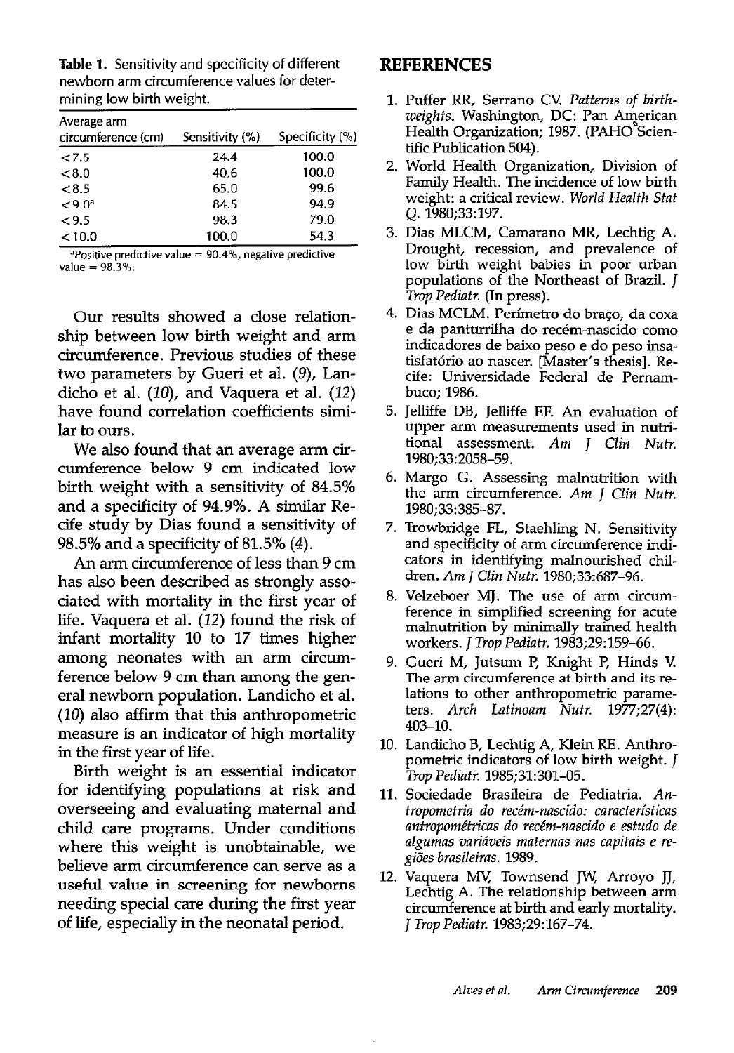**Table 1.** Sensitivity and specificity of different newborn arm circumference values for determining low birth weight.

| Average arm circumference (cm) | Sensitivity (%) | Specificity (%) |
|---|---|---|
| <7.5 | 24.4 | 100.0 |
| <8.0 | 40.6 | 100.0 |
| <8.5 | 65.0 | 99.6 |
| <9.0[a] | 84.5 | 94.9 |
| <9.5 | 98.3 | 79.0 |
| <10.0 | 100.0 | 54.3 |

[a]Positive predictive value = 90.4%, negative predictive value = 98.3%.

Our results showed a close relationship between low birth weight and arm circumference. Previous studies of these two parameters by Gueri et al. (*9*), Landicho et al. (*10*), and Vaquera et al. (*12*) have found correlation coefficients similar to ours.

We also found that an average arm circumference below 9 cm indicated low birth weight with a sensitivity of 84.5% and a specificity of 94.9%. A similar Recife study by Dias found a sensitivity of 98.5% and a specificity of 81.5% (*4*).

An arm circumference of less than 9 cm has also been described as strongly associated with mortality in the first year of life. Vaquera et al. (*12*) found the risk of infant mortality 10 to 17 times higher among neonates with an arm circumference below 9 cm than among the general newborn population. Landicho et al. (*10*) also affirm that this anthropometric measure is an indicator of high mortality in the first year of life.

Birth weight is an essential indicator for identifying populations at risk and overseeing and evaluating maternal and child care programs. Under conditions where this weight is unobtainable, we believe arm circumference can serve as a useful value in screening for newborns needing special care during the first year of life, especially in the neonatal period.

## REFERENCES

1. Puffer RR, Serrano CV. *Patterns of birthweights.* Washington, DC: Pan American Health Organization; 1987. (PAHO Scientific Publication 504).
2. World Health Organization, Division of Family Health. The incidence of low birth weight: a critical review. *World Health Stat Q.* 1980;33:197.
3. Dias MLCM, Camarano MR, Lechtig A. Drought, recession, and prevalence of low birth weight babies in poor urban populations of the Northeast of Brazil. *J Trop Pediatr.* (In press).
4. Dias MCLM. Perímetro do braço, da coxa e da panturrilha do recém-nascido como indicadores de baixo peso e do peso insatisfatório ao nascer. [Master's thesis]. Recife: Universidade Federal de Pernambuco; 1986.
5. Jelliffe DB, Jelliffe EF. An evaluation of upper arm measurements used in nutritional assessment. *Am J Clin Nutr.* 1980;33:2058–59.
6. Margo G. Assessing malnutrition with the arm circumference. *Am J Clin Nutr.* 1980;33:385–87.
7. Trowbridge FL, Staehling N. Sensitivity and specificity of arm circumference indicators in identifying malnourished children. *Am J Clin Nutr.* 1980;33:687–96.
8. Velzeboer MJ. The use of arm circumference in simplified screening for acute malnutrition by minimally trained health workers. *J Trop Pediatr.* 1983;29:159–66.
9. Gueri M, Jutsum P, Knight P, Hinds V. The arm circumference at birth and its relations to other anthropometric parameters. *Arch Latinoam Nutr.* 1977;27(4):403–10.
10. Landicho B, Lechtig A, Klein RE. Anthropometric indicators of low birth weight. *J Trop Pediatr.* 1985;31:301–05.
11. Sociedade Brasileira de Pediatria. *Antropometria do recém-nascido: características antropométricas do recém-nascido e estudo de algumas variáveis maternas nas capitais e regiões brasileiras.* 1989.
12. Vaquera MV, Townsend JW, Arroyo JJ, Lechtig A. The relationship between arm circumference at birth and early mortality. *J Trop Pediatr.* 1983;29:167–74.